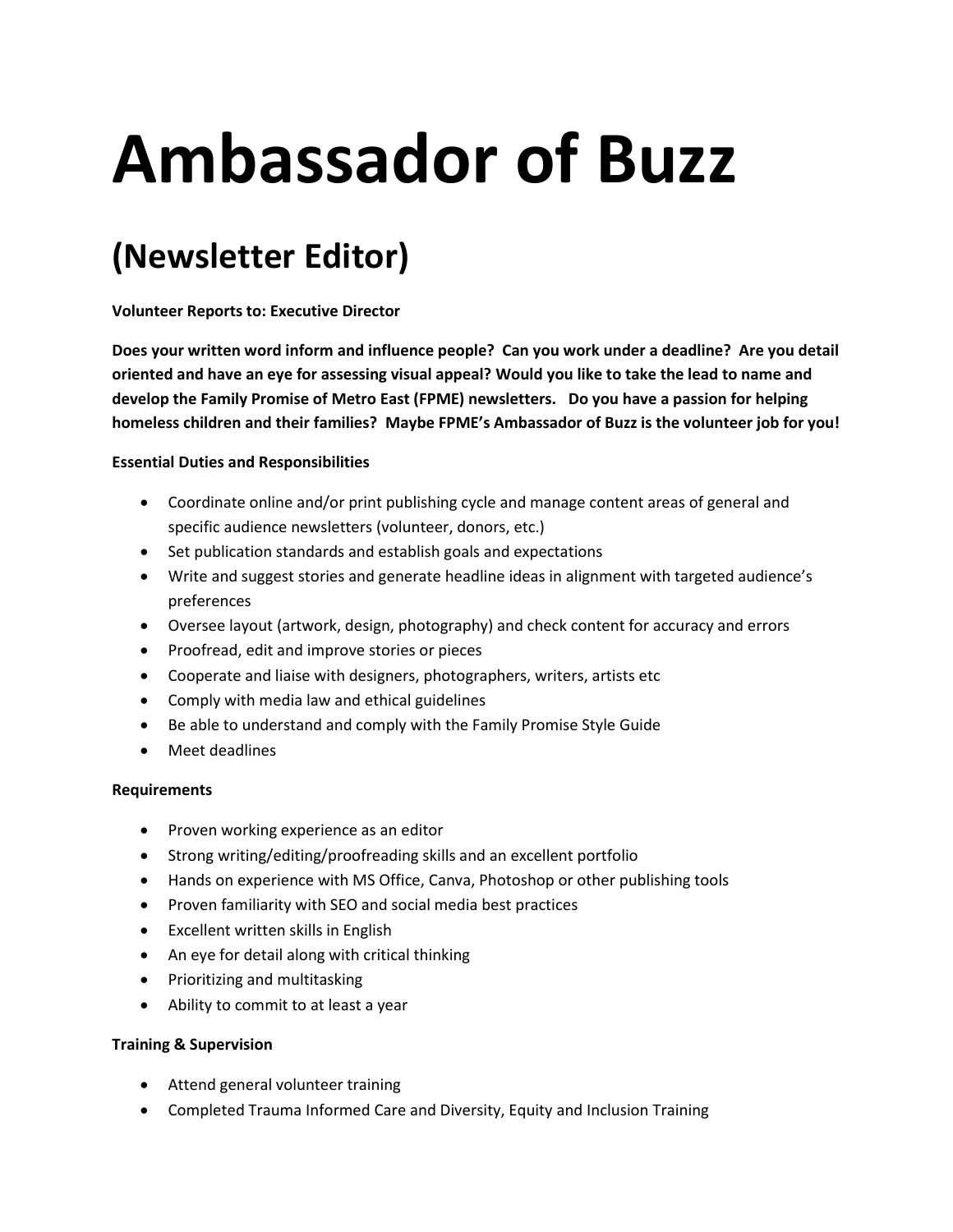# Ambassador of Buzz

## (Newsletter Editor)

**Volunteer Reports to: Executive Director**

**Does your written word inform and influence people? Can you work under a deadline? Are you detail oriented and have an eye for assessing visual appeal? Would you like to take the lead to name and develop the Family Promise of Metro East (FPME) newsletters. Do you have a passion for helping homeless children and their families? Maybe FPME's Ambassador of Buzz is the volunteer job for you!**

**Essential Duties and Responsibilities**

- Coordinate online and/or print publishing cycle and manage content areas of general and specific audience newsletters (volunteer, donors, etc.)
- Set publication standards and establish goals and expectations
- Write and suggest stories and generate headline ideas in alignment with targeted audience's preferences
- Oversee layout (artwork, design, photography) and check content for accuracy and errors
- Proofread, edit and improve stories or pieces
- Cooperate and liaise with designers, photographers, writers, artists etc
- Comply with media law and ethical guidelines
- Be able to understand and comply with the Family Promise Style Guide
- Meet deadlines

**Requirements**

- Proven working experience as an editor
- Strong writing/editing/proofreading skills and an excellent portfolio
- Hands on experience with MS Office, Canva, Photoshop or other publishing tools
- Proven familiarity with SEO and social media best practices
- Excellent written skills in English
- An eye for detail along with critical thinking
- Prioritizing and multitasking
- Ability to commit to at least a year

**Training & Supervision**

- Attend general volunteer training
- Completed Trauma Informed Care and Diversity, Equity and Inclusion Training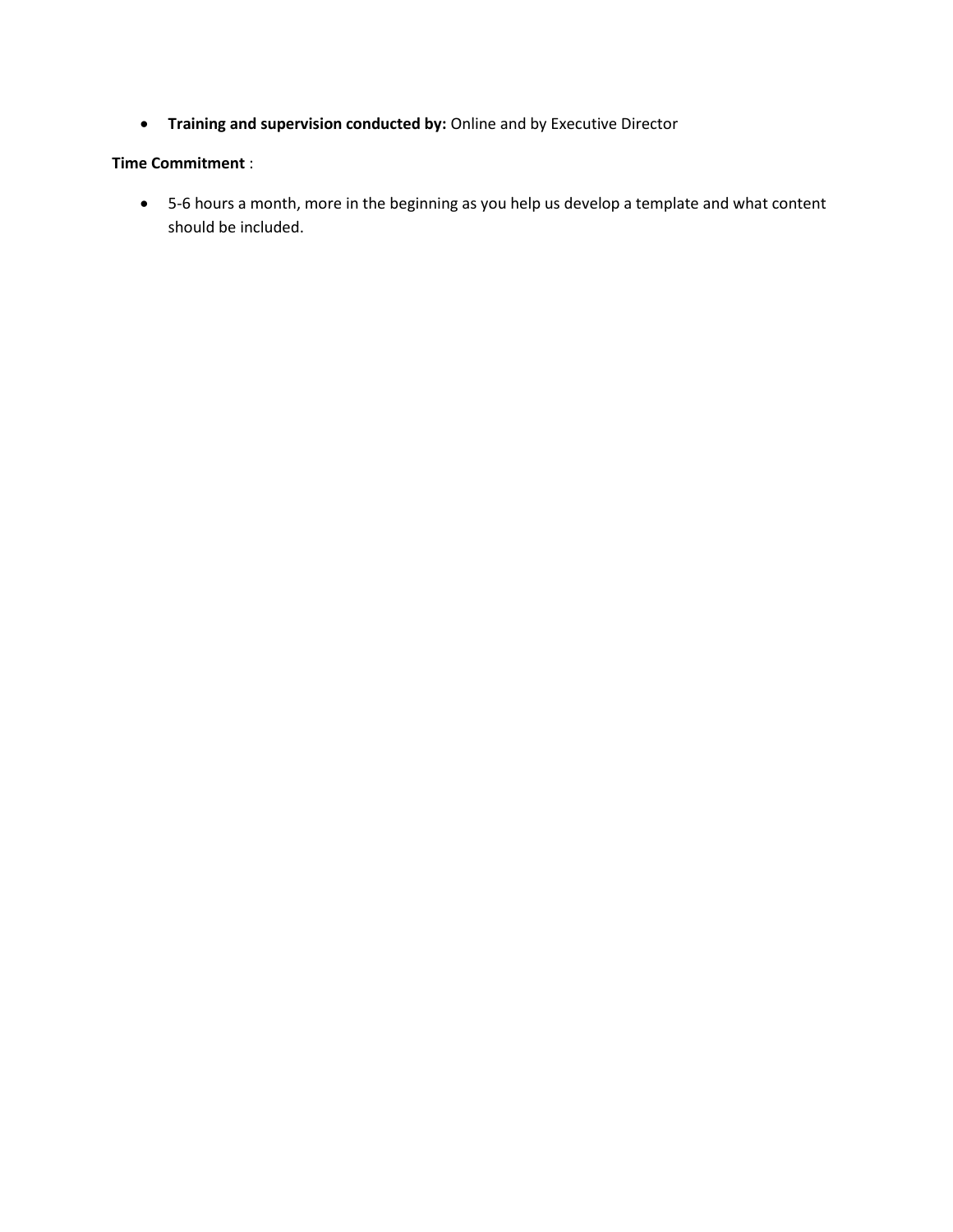- **Training and supervision conducted by:** Online and by Executive Director

**Time Commitment** :

- 5-6 hours a month, more in the beginning as you help us develop a template and what content should be included.